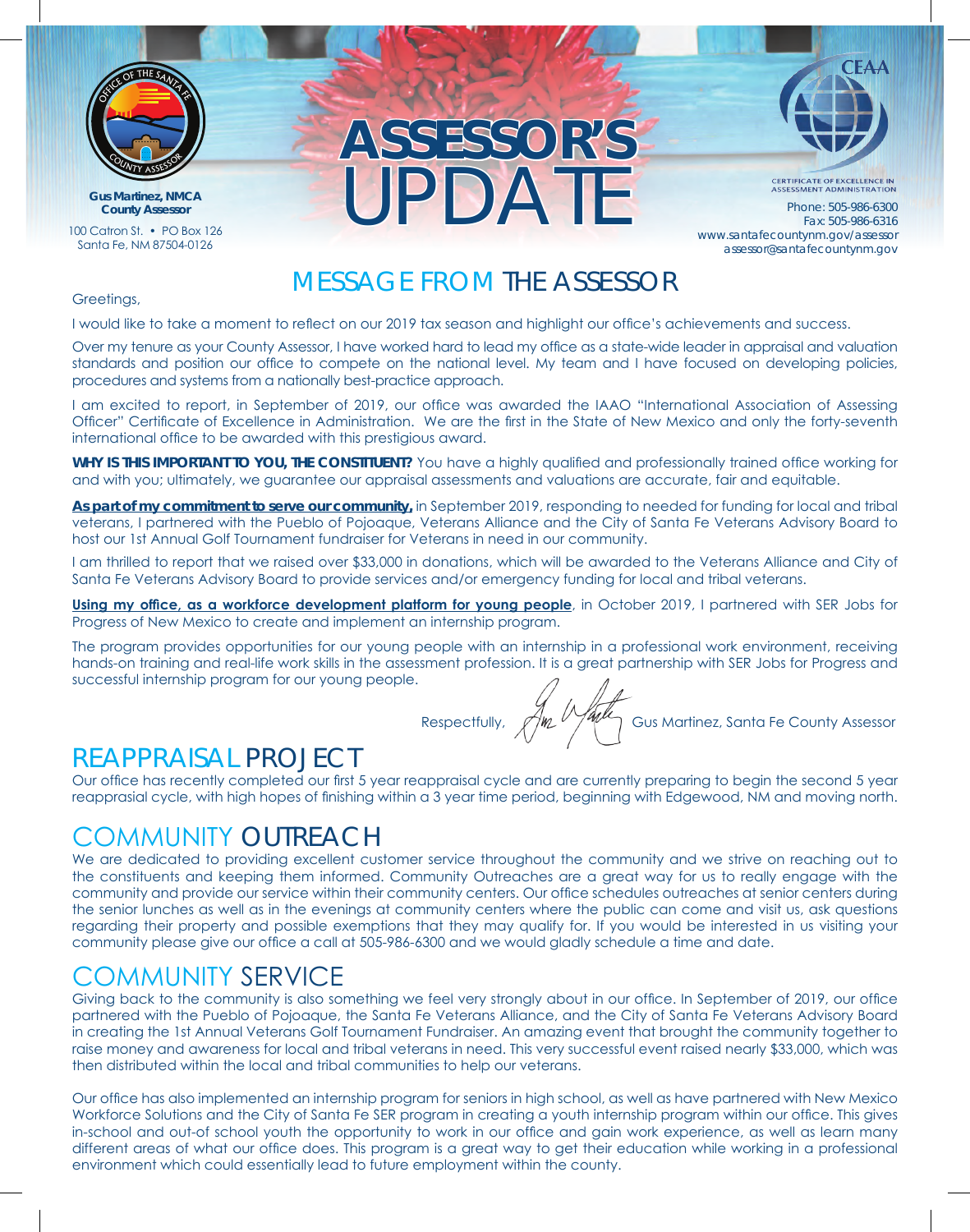Gus Martinez, NMCA
County Assessor

100 Catron St. • PO Box 126
Santa Fe, NM 87504-0126

# ASSESSOR'S UPDATE

CERTIFICATE OF EXCELLENCE IN ASSESSMENT ADMINISTRATION

Phone: 505-986-6300
Fax: 505-986-6316
www.santafecountynm.gov/assessor
assessor@santafecountynm.gov

## MESSAGE FROM THE ASSESSOR

Greetings,

I would like to take a moment to reflect on our 2019 tax season and highlight our office's achievements and success.

Over my tenure as your County Assessor, I have worked hard to lead my office as a state-wide leader in appraisal and valuation standards and position our office to compete on the national level. My team and I have focused on developing policies, procedures and systems from a nationally best-practice approach.

I am excited to report, in September of 2019, our office was awarded the IAAO "International Association of Assessing Officer" Certificate of Excellence in Administration. We are the first in the State of New Mexico and only the forty-seventh international office to be awarded with this prestigious award.

**WHY IS THIS IMPORTANT TO YOU, THE CONSTITUENT?** You have a highly qualified and professionally trained office working for and with you; ultimately, we guarantee our appraisal assessments and valuations are accurate, fair and equitable.

**As part of my commitment to serve our community,** in September 2019, responding to needed for funding for local and tribal veterans, I partnered with the Pueblo of Pojoaque, Veterans Alliance and the City of Santa Fe Veterans Advisory Board to host our 1st Annual Golf Tournament fundraiser for Veterans in need in our community.

I am thrilled to report that we raised over $33,000 in donations, which will be awarded to the Veterans Alliance and City of Santa Fe Veterans Advisory Board to provide services and/or emergency funding for local and tribal veterans.

**Using my office, as a workforce development platform for young people**, in October 2019, I partnered with SER Jobs for Progress of New Mexico to create and implement an internship program.

The program provides opportunities for our young people with an internship in a professional work environment, receiving hands-on training and real-life work skills in the assessment profession. It is a great partnership with SER Jobs for Progress and successful internship program for our young people.

Respectfully, Gus Martinez, Santa Fe County Assessor

## REAPPRAISAL PROJECT

Our office has recently completed our first 5 year reappraisal cycle and are currently preparing to begin the second 5 year reapprasial cycle, with high hopes of finishing within a 3 year time period, beginning with Edgewood, NM and moving north.

## COMMUNITY OUTREACH

We are dedicated to providing excellent customer service throughout the community and we strive on reaching out to the constituents and keeping them informed. Community Outreaches are a great way for us to really engage with the community and provide our service within their community centers. Our office schedules outreaches at senior centers during the senior lunches as well as in the evenings at community centers where the public can come and visit us, ask questions regarding their property and possible exemptions that they may qualify for. If you would be interested in us visiting your community please give our office a call at 505-986-6300 and we would gladly schedule a time and date.

## COMMUNITY SERVICE

Giving back to the community is also something we feel very strongly about in our office. In September of 2019, our office partnered with the Pueblo of Pojoaque, the Santa Fe Veterans Alliance, and the City of Santa Fe Veterans Advisory Board in creating the 1st Annual Veterans Golf Tournament Fundraiser. An amazing event that brought the community together to raise money and awareness for local and tribal veterans in need. This very successful event raised nearly $33,000, which was then distributed within the local and tribal communities to help our veterans.

Our office has also implemented an internship program for seniors in high school, as well as have partnered with New Mexico Workforce Solutions and the City of Santa Fe SER program in creating a youth internship program within our office. This gives in-school and out-of school youth the opportunity to work in our office and gain work experience, as well as learn many different areas of what our office does. This program is a great way to get their education while working in a professional environment which could essentially lead to future employment within the county.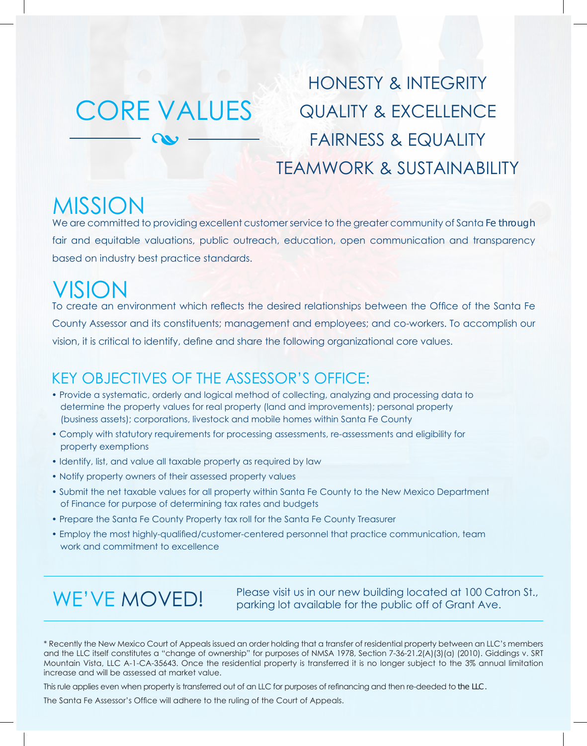# CORE VALUES

HONESTY & INTEGRITY
QUALITY & EXCELLENCE
FAIRNESS & EQUALITY
TEAMWORK & SUSTAINABILITY

# MISSION

We are committed to providing excellent customer service to the greater community of Santa Fe through fair and equitable valuations, public outreach, education, open communication and transparency based on industry best practice standards.

# VISION

To create an environment which reflects the desired relationships between the Office of the Santa Fe County Assessor and its constituents; management and employees; and co-workers. To accomplish our vision, it is critical to identify, define and share the following organizational core values.

## KEY OBJECTIVES OF THE ASSESSOR'S OFFICE:

- Provide a systematic, orderly and logical method of collecting, analyzing and processing data to determine the property values for real property (land and improvements); personal property (business assets); corporations, livestock and mobile homes within Santa Fe County
- Comply with statutory requirements for processing assessments, re-assessments and eligibility for property exemptions
- Identify, list, and value all taxable property as required by law
- Notify property owners of their assessed property values
- Submit the net taxable values for all property within Santa Fe County to the New Mexico Department of Finance for purpose of determining tax rates and budgets
- Prepare the Santa Fe County Property tax roll for the Santa Fe County Treasurer
- Employ the most highly-qualified/customer-centered personnel that practice communication, team work and commitment to excellence

## WE'VE MOVED!

Please visit us in our new building located at 100 Catron St., parking lot available for the public off of Grant Ave.

* Recently the New Mexico Court of Appeals issued an order holding that a transfer of residential property between an LLC's members and the LLC itself constitutes a "change of ownership" for purposes of NMSA 1978, Section 7-36-21.2(A)(3)(a) (2010). Giddings v. SRT Mountain Vista, LLC A-1-CA-35643. Once the residential property is transferred it is no longer subject to the 3% annual limitation increase and will be assessed at market value.

This rule applies even when property is transferred out of an LLC for purposes of refinancing and then re-deeded to the LLC.

The Santa Fe Assessor's Office will adhere to the ruling of the Court of Appeals.